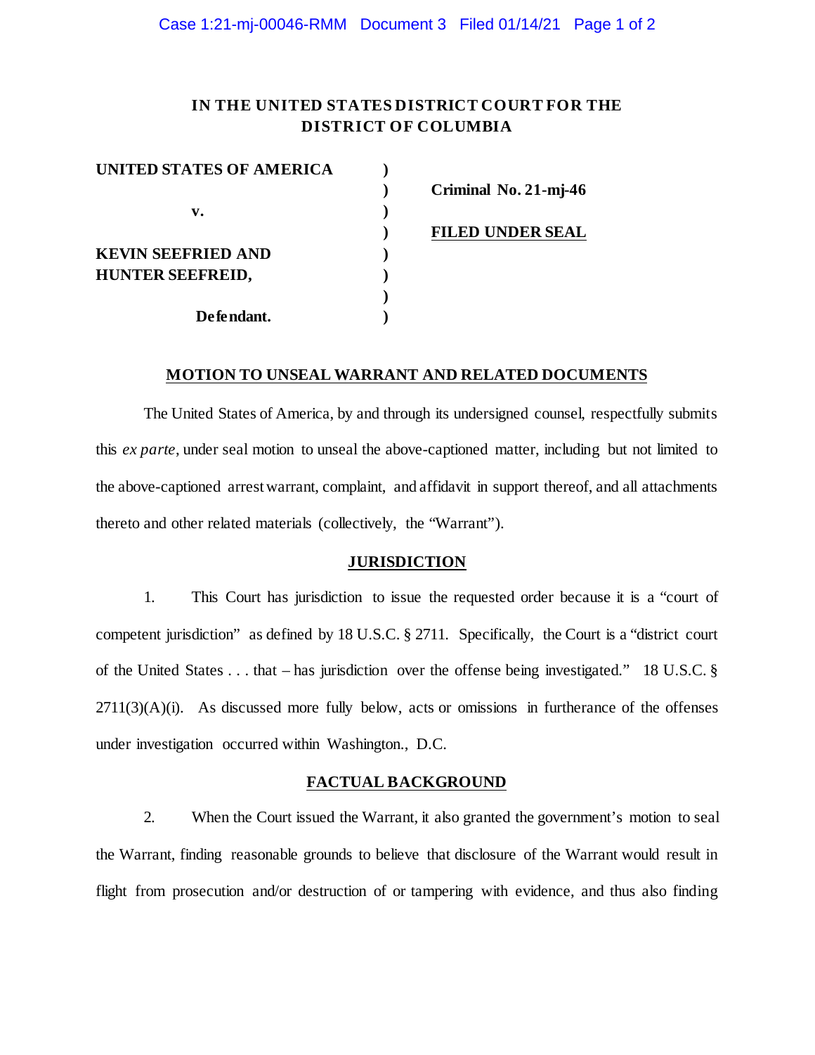**IN THE UNITED STATES DISTRICT COURT FOR THE DISTRICT OF COLUMBIA**

| | | |
|---|---|---|
| **UNITED STATES OF AMERICA** | ) | |
| | ) | **Criminal No. 21-mj-46** |
| **v.** | ) | |
| | ) | **FILED UNDER SEAL** |
| **KEVIN SEEFRIED AND** | ) | |
| **HUNTER SEEFREID,** | ) | |
| | ) | |
| **Defendant.** | ) | |

## MOTION TO UNSEAL WARRANT AND RELATED DOCUMENTS

The United States of America, by and through its undersigned counsel, respectfully submits this *ex parte*, under seal motion to unseal the above-captioned matter, including but not limited to the above-captioned arrest warrant, complaint, and affidavit in support thereof, and all attachments thereto and other related materials (collectively, the "Warrant").

## JURISDICTION

1. This Court has jurisdiction to issue the requested order because it is a "court of competent jurisdiction" as defined by 18 U.S.C. § 2711. Specifically, the Court is a "district court of the United States . . . that – has jurisdiction over the offense being investigated." 18 U.S.C. § 2711(3)(A)(i). As discussed more fully below, acts or omissions in furtherance of the offenses under investigation occurred within Washington., D.C.

## FACTUAL BACKGROUND

2. When the Court issued the Warrant, it also granted the government's motion to seal the Warrant, finding reasonable grounds to believe that disclosure of the Warrant would result in flight from prosecution and/or destruction of or tampering with evidence, and thus also finding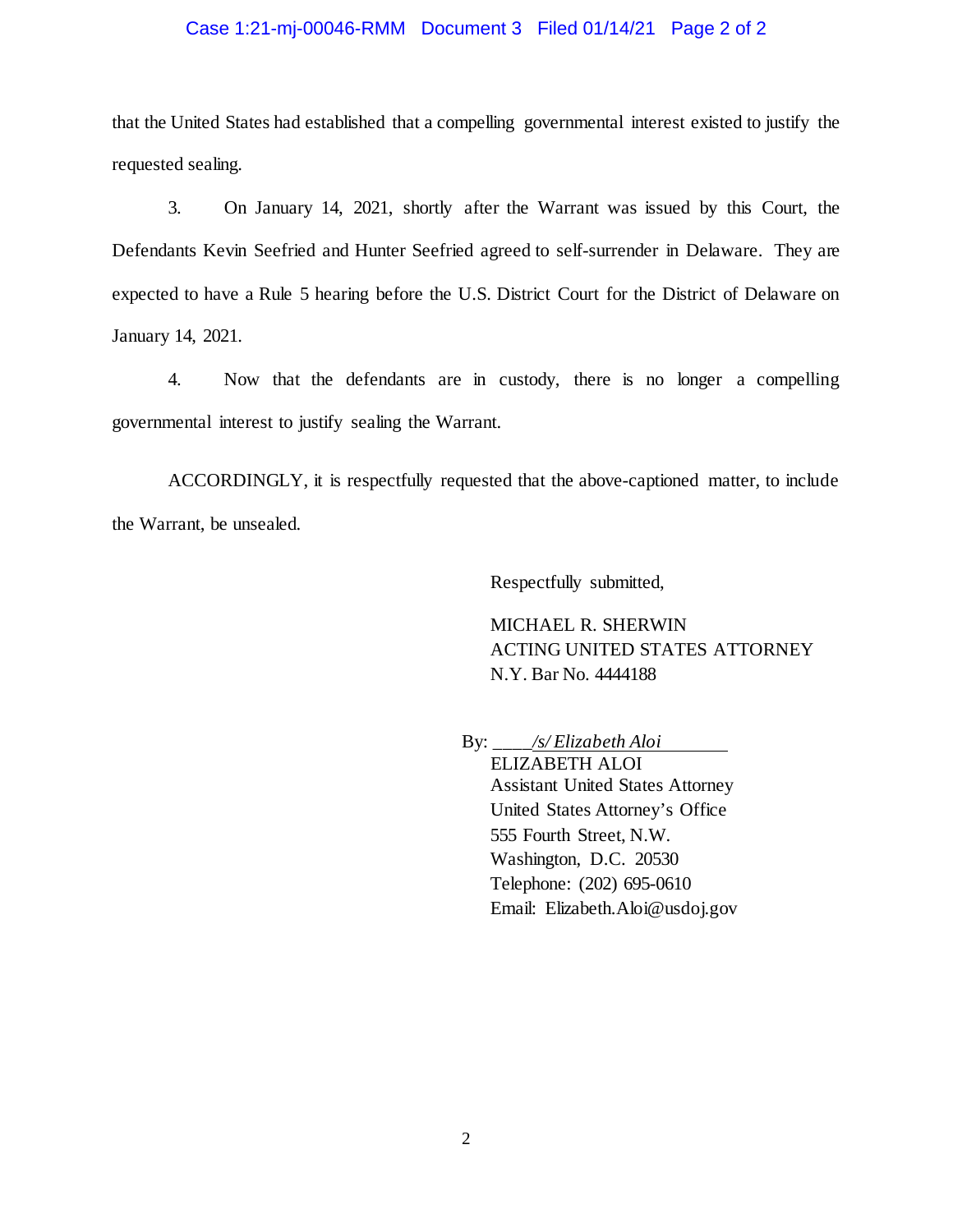that the United States had established that a compelling governmental interest existed to justify the requested sealing.

3. On January 14, 2021, shortly after the Warrant was issued by this Court, the Defendants Kevin Seefried and Hunter Seefried agreed to self-surrender in Delaware. They are expected to have a Rule 5 hearing before the U.S. District Court for the District of Delaware on January 14, 2021.

4. Now that the defendants are in custody, there is no longer a compelling governmental interest to justify sealing the Warrant.

ACCORDINGLY, it is respectfully requested that the above-captioned matter, to include the Warrant, be unsealed.

Respectfully submitted,

MICHAEL R. SHERWIN
ACTING UNITED STATES ATTORNEY
N.Y. Bar No. 4444188

By: ____*/s/ Elizabeth Aloi*________
ELIZABETH ALOI
Assistant United States Attorney
United States Attorney's Office
555 Fourth Street, N.W.
Washington, D.C. 20530
Telephone: (202) 695-0610
Email: Elizabeth.Aloi@usdoj.gov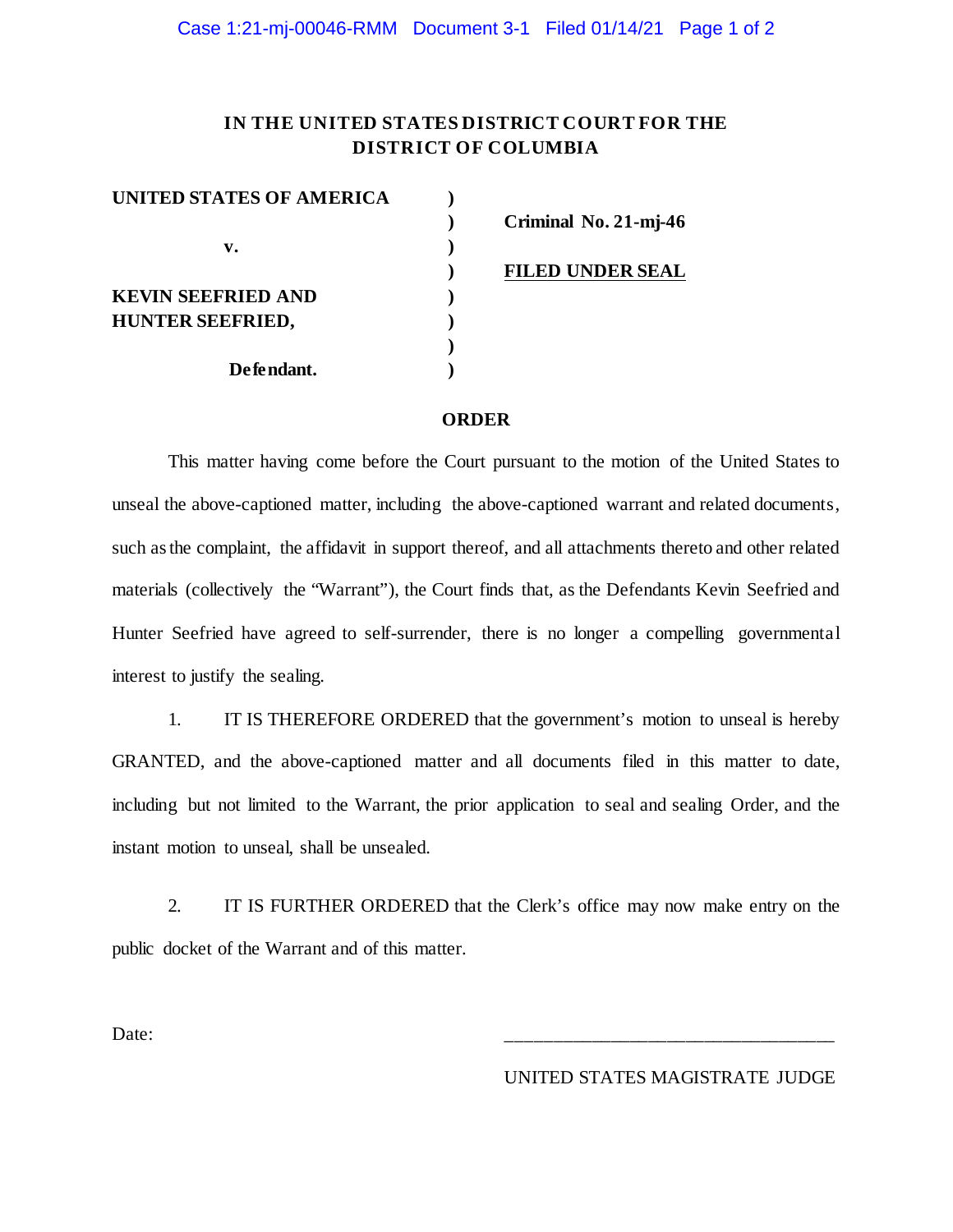**IN THE UNITED STATES DISTRICT COURT FOR THE DISTRICT OF COLUMBIA**

| | | |
|---|---|---|
| **UNITED STATES OF AMERICA** | ) | |
| | ) | **Criminal No. 21-mj-46** |
| **v.** | ) | |
| | ) | **FILED UNDER SEAL** |
| **KEVIN SEEFRIED AND HUNTER SEEFRIED,** | ) | |
| | ) | |
| **Defendant.** | ) | |

**ORDER**

This matter having come before the Court pursuant to the motion of the United States to unseal the above-captioned matter, including the above-captioned warrant and related documents, such as the complaint, the affidavit in support thereof, and all attachments thereto and other related materials (collectively the "Warrant"), the Court finds that, as the Defendants Kevin Seefried and Hunter Seefried have agreed to self-surrender, there is no longer a compelling governmental interest to justify the sealing.

1. IT IS THEREFORE ORDERED that the government's motion to unseal is hereby GRANTED, and the above-captioned matter and all documents filed in this matter to date, including but not limited to the Warrant, the prior application to seal and sealing Order, and the instant motion to unseal, shall be unsealed.

2. IT IS FURTHER ORDERED that the Clerk's office may now make entry on the public docket of the Warrant and of this matter.

Date:

___________________________________

UNITED STATES MAGISTRATE JUDGE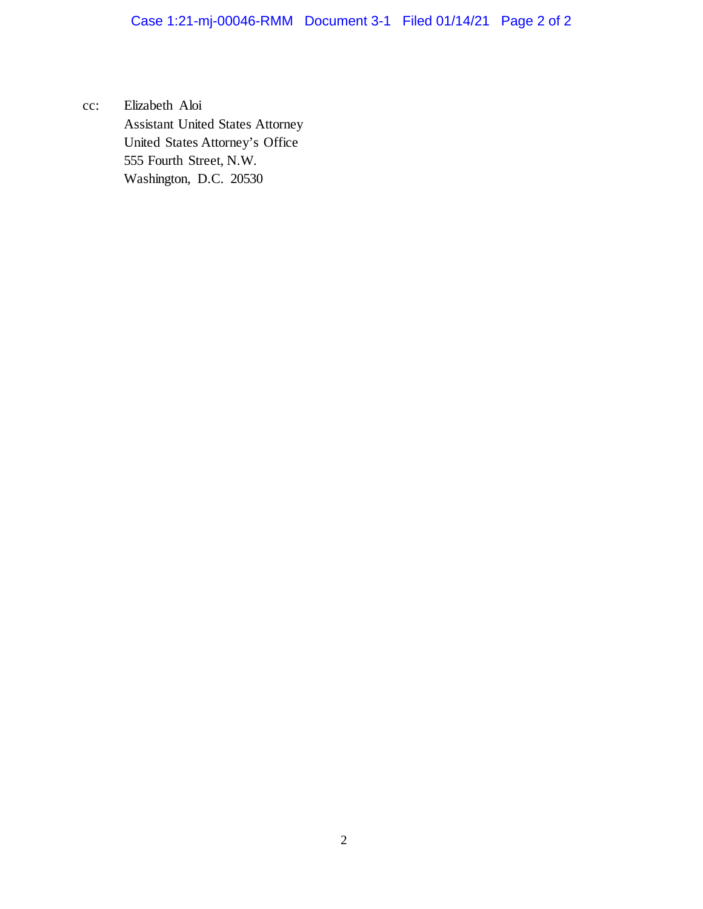cc: Elizabeth Aloi
Assistant United States Attorney
United States Attorney's Office
555 Fourth Street, N.W.
Washington, D.C. 20530